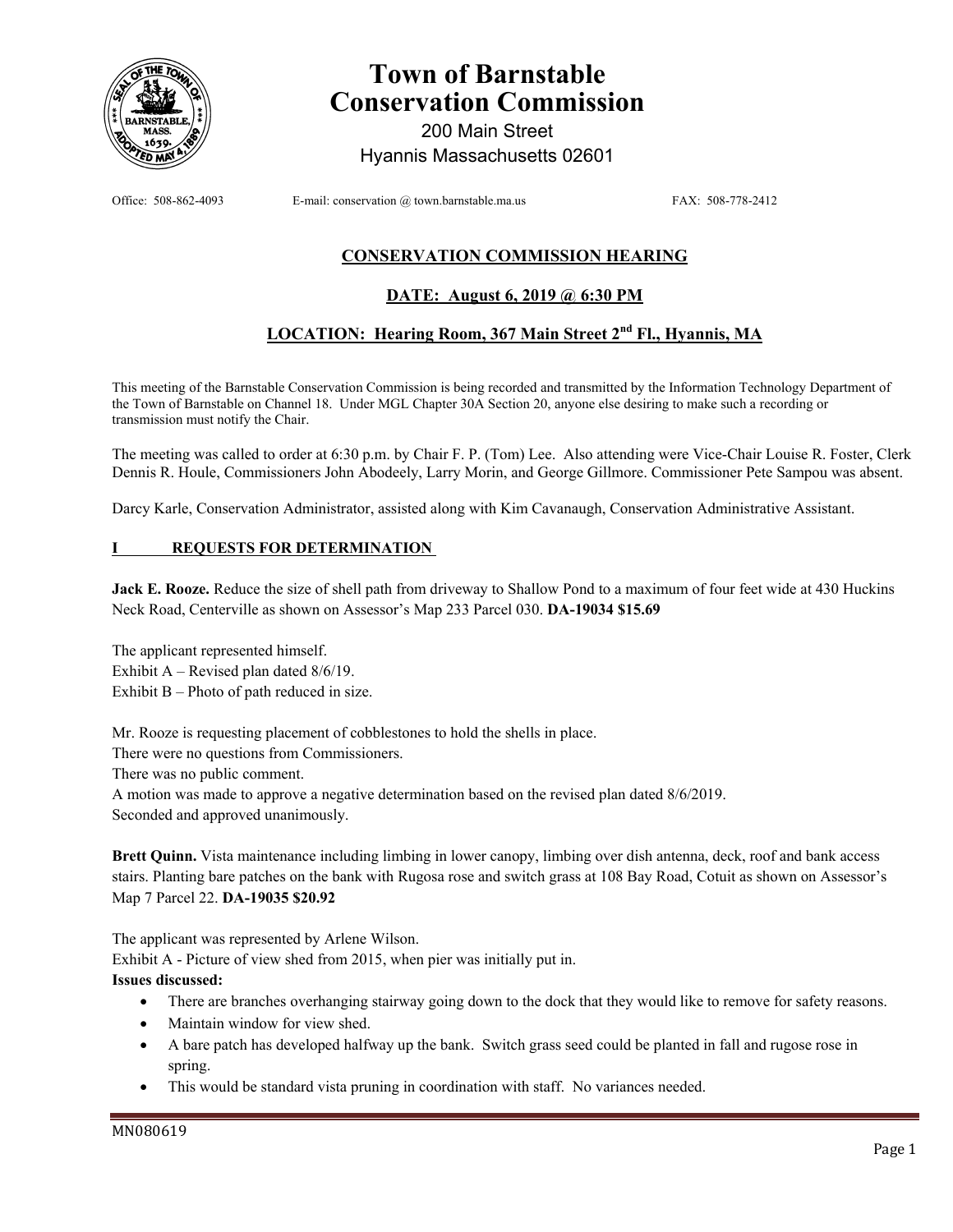# Town of Barnstable Conservation Commission

200 Main Street
Hyannis Massachusetts 02601

Office: 508-862-4093 E-mail: conservation @ town.barnstable.ma.us FAX: 508-778-2412

## CONSERVATION COMMISSION HEARING

### DATE: August 6, 2019 @ 6:30 PM

### LOCATION: Hearing Room, 367 Main Street 2nd Fl., Hyannis, MA

This meeting of the Barnstable Conservation Commission is being recorded and transmitted by the Information Technology Department of the Town of Barnstable on Channel 18. Under MGL Chapter 30A Section 20, anyone else desiring to make such a recording or transmission must notify the Chair.

The meeting was called to order at 6:30 p.m. by Chair F. P. (Tom) Lee. Also attending were Vice-Chair Louise R. Foster, Clerk Dennis R. Houle, Commissioners John Abodeely, Larry Morin, and George Gillmore. Commissioner Pete Sampou was absent.

Darcy Karle, Conservation Administrator, assisted along with Kim Cavanaugh, Conservation Administrative Assistant.

## I REQUESTS FOR DETERMINATION

**Jack E. Rooze.** Reduce the size of shell path from driveway to Shallow Pond to a maximum of four feet wide at 430 Huckins Neck Road, Centerville as shown on Assessor's Map 233 Parcel 030. **DA-19034 $15.69**

The applicant represented himself.
Exhibit A – Revised plan dated 8/6/19.
Exhibit B – Photo of path reduced in size.

Mr. Rooze is requesting placement of cobblestones to hold the shells in place.
There were no questions from Commissioners.
There was no public comment.
A motion was made to approve a negative determination based on the revised plan dated 8/6/2019.
Seconded and approved unanimously.

**Brett Quinn.** Vista maintenance including limbing in lower canopy, limbing over dish antenna, deck, roof and bank access stairs. Planting bare patches on the bank with Rugosa rose and switch grass at 108 Bay Road, Cotuit as shown on Assessor's Map 7 Parcel 22. **DA-19035 $20.92**

The applicant was represented by Arlene Wilson.
Exhibit A - Picture of view shed from 2015, when pier was initially put in.

**Issues discussed:**

- There are branches overhanging stairway going down to the dock that they would like to remove for safety reasons.
- Maintain window for view shed.
- A bare patch has developed halfway up the bank. Switch grass seed could be planted in fall and rugose rose in spring.
- This would be standard vista pruning in coordination with staff. No variances needed.

MN080619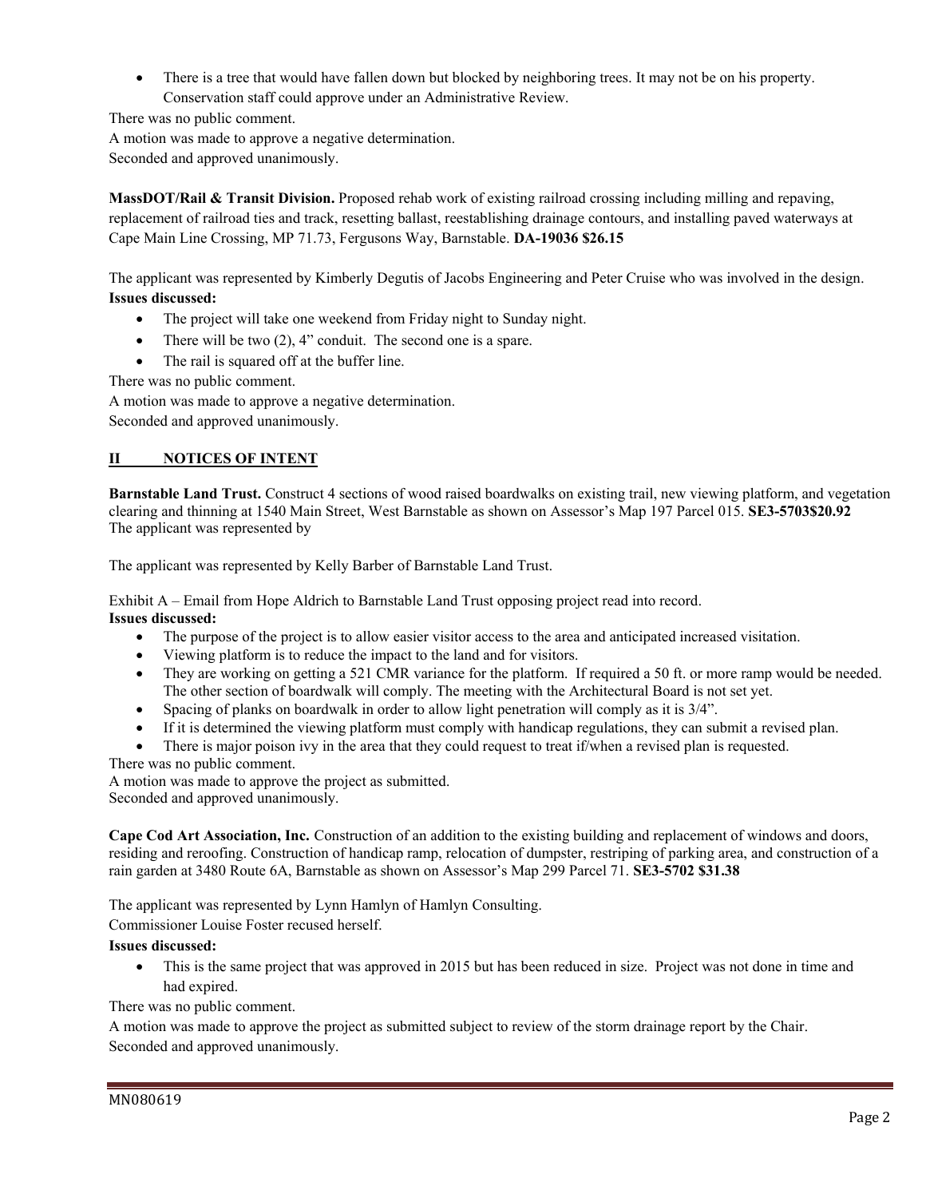- There is a tree that would have fallen down but blocked by neighboring trees. It may not be on his property. Conservation staff could approve under an Administrative Review.

There was no public comment.
A motion was made to approve a negative determination.
Seconded and approved unanimously.

**MassDOT/Rail & Transit Division.** Proposed rehab work of existing railroad crossing including milling and repaving, replacement of railroad ties and track, resetting ballast, reestablishing drainage contours, and installing paved waterways at Cape Main Line Crossing, MP 71.73, Fergusons Way, Barnstable. **DA-19036 $26.15**

The applicant was represented by Kimberly Degutis of Jacobs Engineering and Peter Cruise who was involved in the design.
**Issues discussed:**

- The project will take one weekend from Friday night to Sunday night.
- There will be two (2), 4" conduit. The second one is a spare.
- The rail is squared off at the buffer line.

There was no public comment.
A motion was made to approve a negative determination.
Seconded and approved unanimously.

## II NOTICES OF INTENT

**Barnstable Land Trust.** Construct 4 sections of wood raised boardwalks on existing trail, new viewing platform, and vegetation clearing and thinning at 1540 Main Street, West Barnstable as shown on Assessor's Map 197 Parcel 015. **SE3-5703$20.92**
The applicant was represented by

The applicant was represented by Kelly Barber of Barnstable Land Trust.

Exhibit A – Email from Hope Aldrich to Barnstable Land Trust opposing project read into record.
**Issues discussed:**

- The purpose of the project is to allow easier visitor access to the area and anticipated increased visitation.
- Viewing platform is to reduce the impact to the land and for visitors.
- They are working on getting a 521 CMR variance for the platform. If required a 50 ft. or more ramp would be needed. The other section of boardwalk will comply. The meeting with the Architectural Board is not set yet.
- Spacing of planks on boardwalk in order to allow light penetration will comply as it is 3/4".
- If it is determined the viewing platform must comply with handicap regulations, they can submit a revised plan.
- There is major poison ivy in the area that they could request to treat if/when a revised plan is requested.

There was no public comment.
A motion was made to approve the project as submitted.
Seconded and approved unanimously.

**Cape Cod Art Association, Inc.** Construction of an addition to the existing building and replacement of windows and doors, residing and reroofing. Construction of handicap ramp, relocation of dumpster, restriping of parking area, and construction of a rain garden at 3480 Route 6A, Barnstable as shown on Assessor's Map 299 Parcel 71. **SE3-5702 $31.38**

The applicant was represented by Lynn Hamlyn of Hamlyn Consulting.
Commissioner Louise Foster recused herself.
**Issues discussed:**

- This is the same project that was approved in 2015 but has been reduced in size. Project was not done in time and had expired.

There was no public comment.
A motion was made to approve the project as submitted subject to review of the storm drainage report by the Chair.
Seconded and approved unanimously.

MN080619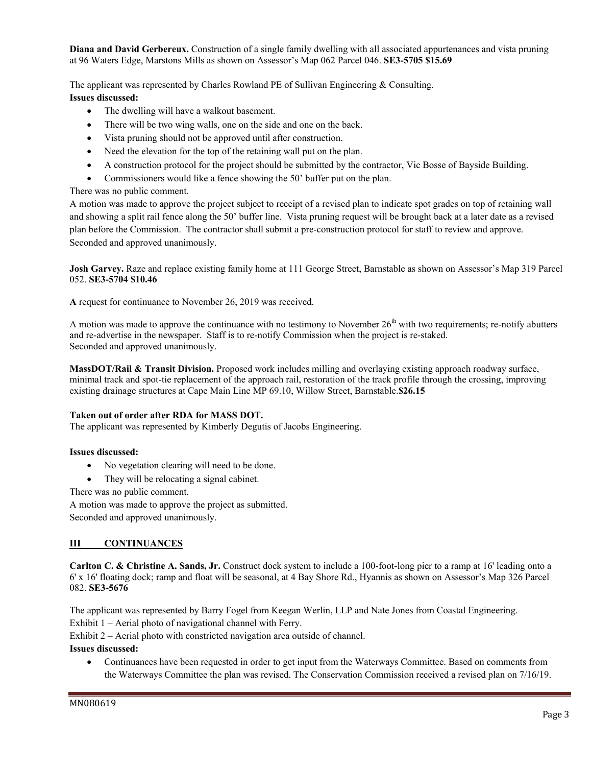**Diana and David Gerbereux.** Construction of a single family dwelling with all associated appurtenances and vista pruning at 96 Waters Edge, Marstons Mills as shown on Assessor's Map 062 Parcel 046. **SE3-5705 $15.69**

The applicant was represented by Charles Rowland PE of Sullivan Engineering & Consulting.

**Issues discussed:**

- The dwelling will have a walkout basement.
- There will be two wing walls, one on the side and one on the back.
- Vista pruning should not be approved until after construction.
- Need the elevation for the top of the retaining wall put on the plan.
- A construction protocol for the project should be submitted by the contractor, Vic Bosse of Bayside Building.
- Commissioners would like a fence showing the 50' buffer put on the plan.

There was no public comment.

A motion was made to approve the project subject to receipt of a revised plan to indicate spot grades on top of retaining wall and showing a split rail fence along the 50' buffer line. Vista pruning request will be brought back at a later date as a revised plan before the Commission. The contractor shall submit a pre-construction protocol for staff to review and approve.
Seconded and approved unanimously.

**Josh Garvey.** Raze and replace existing family home at 111 George Street, Barnstable as shown on Assessor's Map 319 Parcel 052. **SE3-5704 $10.46**

**A** request for continuance to November 26, 2019 was received.

A motion was made to approve the continuance with no testimony to November 26th with two requirements; re-notify abutters and re-advertise in the newspaper. Staff is to re-notify Commission when the project is re-staked.
Seconded and approved unanimously.

**MassDOT/Rail & Transit Division.** Proposed work includes milling and overlaying existing approach roadway surface, minimal track and spot-tie replacement of the approach rail, restoration of the track profile through the crossing, improving existing drainage structures at Cape Main Line MP 69.10, Willow Street, Barnstable.**$26.15**

**Taken out of order after RDA for MASS DOT.**

The applicant was represented by Kimberly Degutis of Jacobs Engineering.

**Issues discussed:**

- No vegetation clearing will need to be done.
- They will be relocating a signal cabinet.

There was no public comment.

A motion was made to approve the project as submitted.

Seconded and approved unanimously.

## III CONTINUANCES

**Carlton C. & Christine A. Sands, Jr.** Construct dock system to include a 100-foot-long pier to a ramp at 16' leading onto a 6' x 16' floating dock; ramp and float will be seasonal, at 4 Bay Shore Rd., Hyannis as shown on Assessor's Map 326 Parcel 082. **SE3-5676**

The applicant was represented by Barry Fogel from Keegan Werlin, LLP and Nate Jones from Coastal Engineering.

Exhibit 1 – Aerial photo of navigational channel with Ferry.

Exhibit 2 – Aerial photo with constricted navigation area outside of channel.

**Issues discussed:**

- Continuances have been requested in order to get input from the Waterways Committee. Based on comments from the Waterways Committee the plan was revised. The Conservation Commission received a revised plan on 7/16/19.

MN080619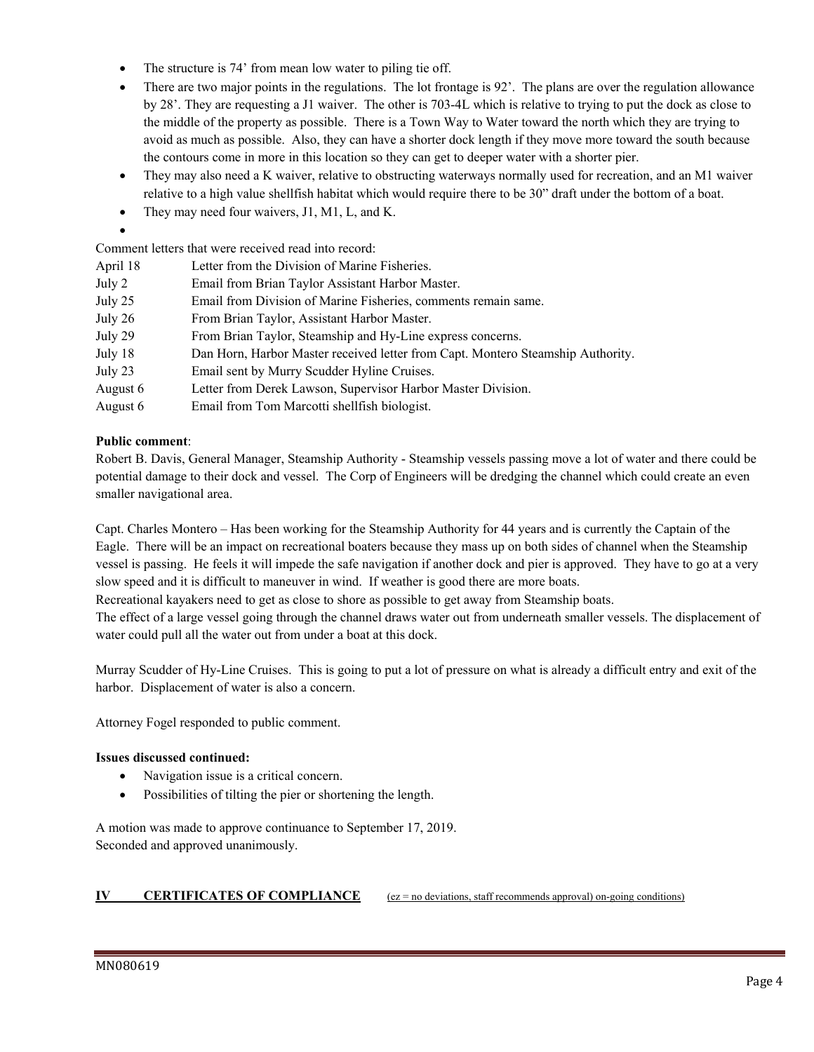- The structure is 74' from mean low water to piling tie off.
- There are two major points in the regulations. The lot frontage is 92'. The plans are over the regulation allowance by 28'. They are requesting a J1 waiver. The other is 703-4L which is relative to trying to put the dock as close to the middle of the property as possible. There is a Town Way to Water toward the north which they are trying to avoid as much as possible. Also, they can have a shorter dock length if they move more toward the south because the contours come in more in this location so they can get to deeper water with a shorter pier.
- They may also need a K waiver, relative to obstructing waterways normally used for recreation, and an M1 waiver relative to a high value shellfish habitat which would require there to be 30" draft under the bottom of a boat.
- They may need four waivers, J1, M1, L, and K.

Comment letters that were received read into record:

| | |
|---|---|
| April 18 | Letter from the Division of Marine Fisheries. |
| July 2 | Email from Brian Taylor Assistant Harbor Master. |
| July 25 | Email from Division of Marine Fisheries, comments remain same. |
| July 26 | From Brian Taylor, Assistant Harbor Master. |
| July 29 | From Brian Taylor, Steamship and Hy-Line express concerns. |
| July 18 | Dan Horn, Harbor Master received letter from Capt. Montero Steamship Authority. |
| July 23 | Email sent by Murry Scudder Hyline Cruises. |
| August 6 | Letter from Derek Lawson, Supervisor Harbor Master Division. |
| August 6 | Email from Tom Marcotti shellfish biologist. |

**Public comment**:

Robert B. Davis, General Manager, Steamship Authority - Steamship vessels passing move a lot of water and there could be potential damage to their dock and vessel. The Corp of Engineers will be dredging the channel which could create an even smaller navigational area.

Capt. Charles Montero – Has been working for the Steamship Authority for 44 years and is currently the Captain of the Eagle. There will be an impact on recreational boaters because they mass up on both sides of channel when the Steamship vessel is passing. He feels it will impede the safe navigation if another dock and pier is approved. They have to go at a very slow speed and it is difficult to maneuver in wind. If weather is good there are more boats.
Recreational kayakers need to get as close to shore as possible to get away from Steamship boats.
The effect of a large vessel going through the channel draws water out from underneath smaller vessels. The displacement of water could pull all the water out from under a boat at this dock.

Murray Scudder of Hy-Line Cruises. This is going to put a lot of pressure on what is already a difficult entry and exit of the harbor. Displacement of water is also a concern.

Attorney Fogel responded to public comment.

**Issues discussed continued:**

- Navigation issue is a critical concern.
- Possibilities of tilting the pier or shortening the length.

A motion was made to approve continuance to September 17, 2019.
Seconded and approved unanimously.

## IV CERTIFICATES OF COMPLIANCE (ez = no deviations, staff recommends approval) on-going conditions)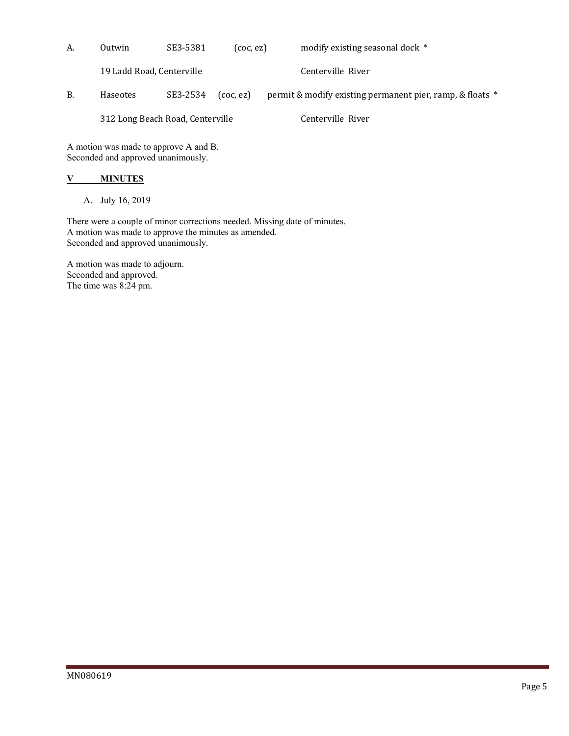A. Outwin SE3-5381 (coc, ez) modify existing seasonal dock *

19 Ladd Road, Centerville Centerville River

B. Haseotes SE3-2534 (coc, ez) permit & modify existing permanent pier, ramp, & floats *

312 Long Beach Road, Centerville Centerville River

A motion was made to approve A and B.
Seconded and approved unanimously.

## V MINUTES

A. July 16, 2019

There were a couple of minor corrections needed. Missing date of minutes.
A motion was made to approve the minutes as amended.
Seconded and approved unanimously.

A motion was made to adjourn.
Seconded and approved.
The time was 8:24 pm.

MN080619